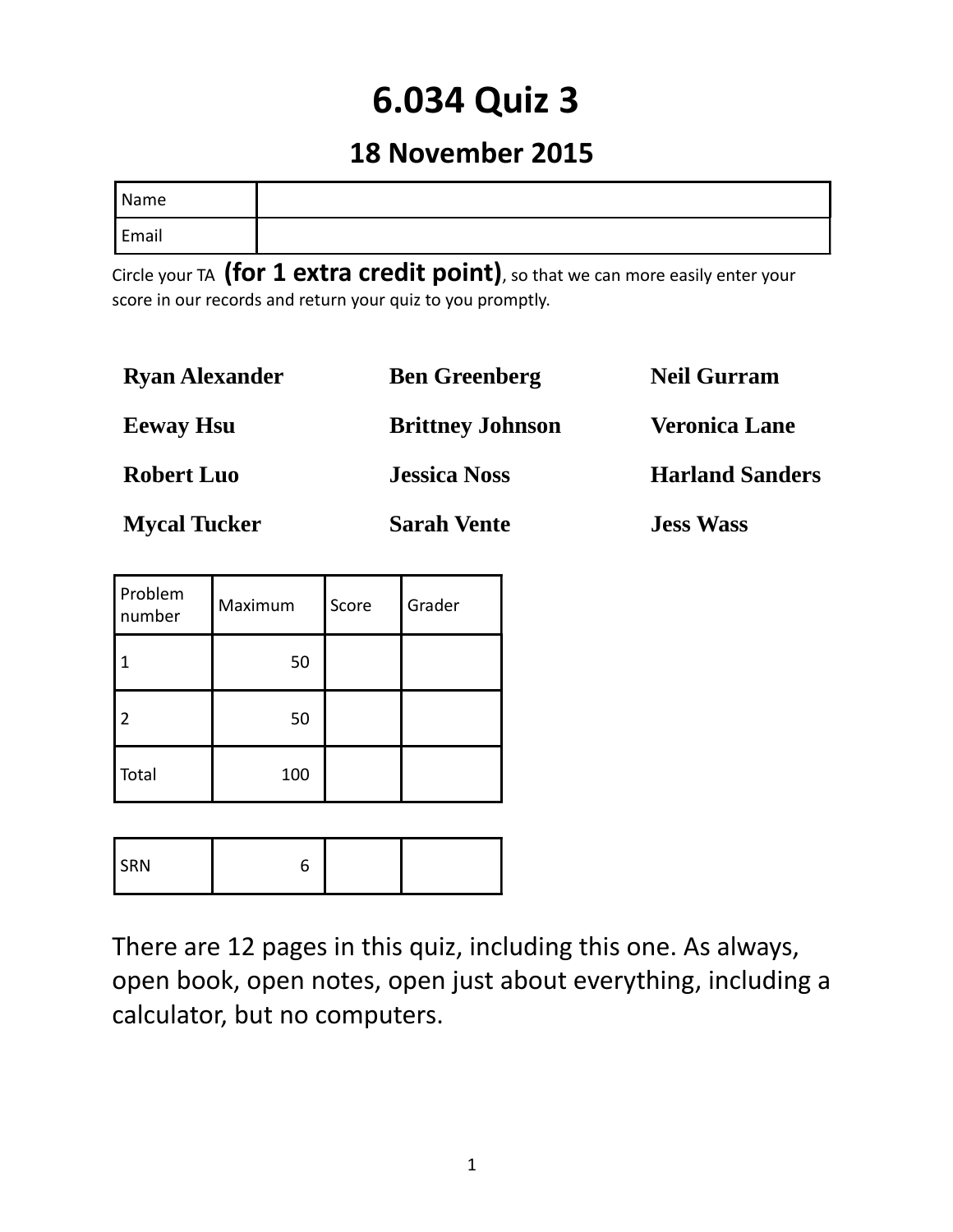# 6.034 Quiz 3

## 18 November 2015

| Name | |
|---|---|
| Email | |

Circle your TA **(for 1 extra credit point)**, so that we can more easily enter your score in our records and return your quiz to you promptly.

| | | |
|---|---|---|
| **Ryan Alexander** | **Ben Greenberg** | **Neil Gurram** |
| **Eeway Hsu** | **Brittney Johnson** | **Veronica Lane** |
| **Robert Luo** | **Jessica Noss** | **Harland Sanders** |
| **Mycal Tucker** | **Sarah Vente** | **Jess Wass** |

| Problem number | Maximum | Score | Grader |
|---|---|---|---|
| 1 | 50 | | |
| 2 | 50 | | |
| Total | 100 | | |

| | | | |
|---|---|---|---|
| SRN | 6 | | |

There are 12 pages in this quiz, including this one. As always, open book, open notes, open just about everything, including a calculator, but no computers.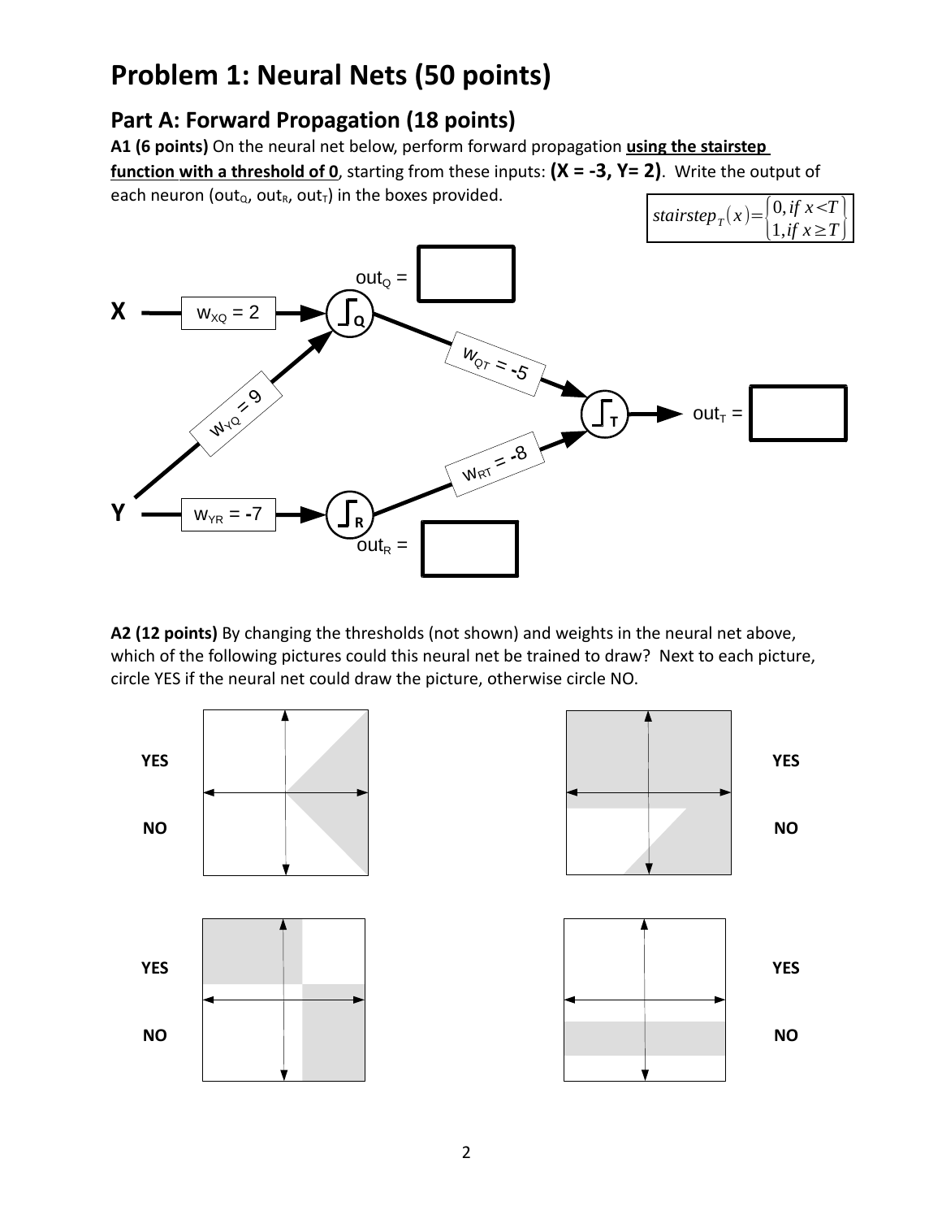# Problem 1: Neural Nets (50 points)

## Part A: Forward Propagation (18 points)

**A1 (6 points)** On the neural net below, perform forward propagation **using the stairstep function with a threshold of 0**, starting from these inputs: **(X = -3, Y= 2)**. Write the output of each neuron ($out_Q$, $out_R$, $out_T$) in the boxes provided.

$$stairstep_T(x) = \begin{cases} 0, & if\ x < T \\ 1, & if\ x \geq T \end{cases}$$

X → $w_{XQ} = 2$ → Q

Y → $w_{YQ} = 9$ → Q

Y → $w_{YR} = -7$ → R

Q → $w_{QT} = -5$ → T

R → $w_{RT} = -8$ → T

$out_Q$ = 

$out_R$ = 

$out_T$ = 

**A2 (12 points)** By changing the thresholds (not shown) and weights in the neural net above, which of the following pictures could this neural net be trained to draw? Next to each picture, circle YES if the neural net could draw the picture, otherwise circle NO.

YES NO

YES NO

YES NO

YES NO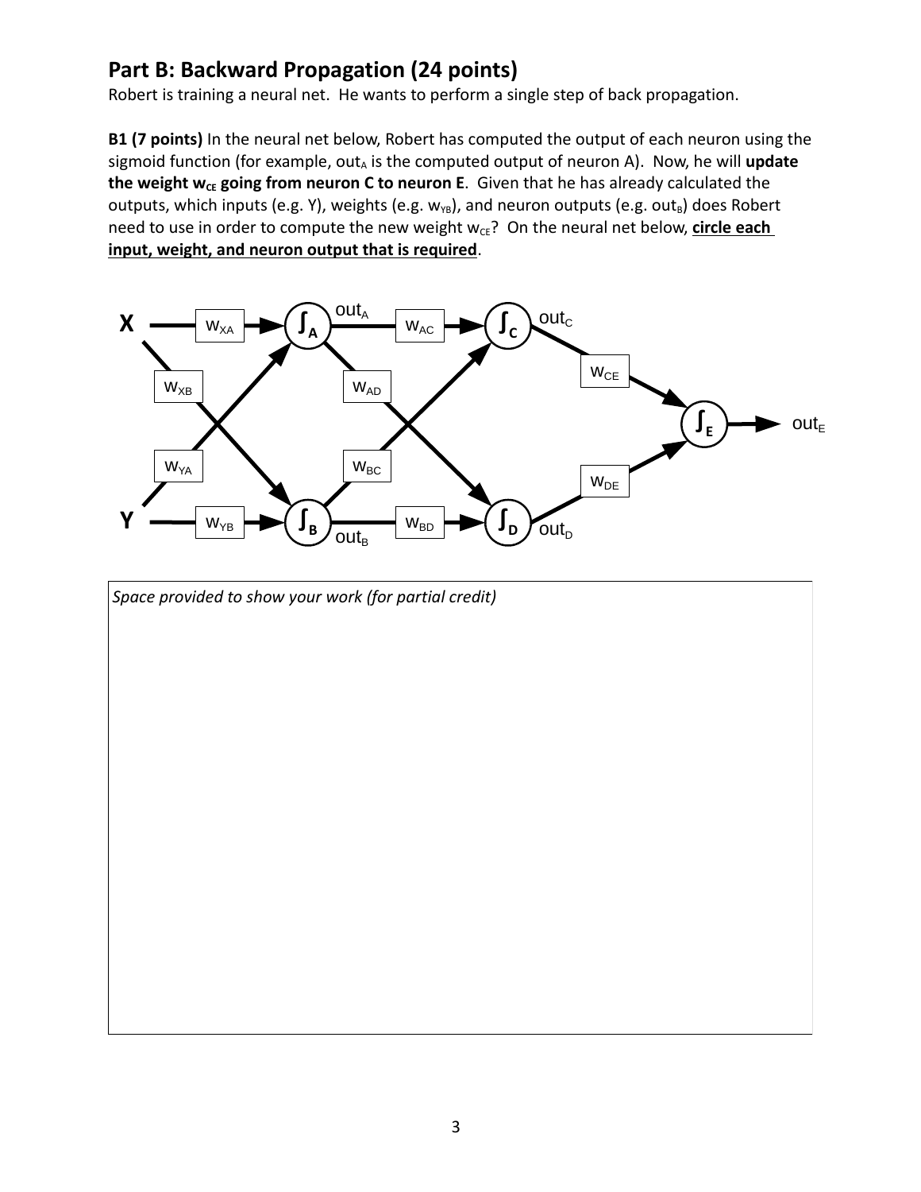## Part B: Backward Propagation (24 points)

Robert is training a neural net. He wants to perform a single step of back propagation.

**B1 (7 points)** In the neural net below, Robert has computed the output of each neuron using the sigmoid function (for example, $out_A$ is the computed output of neuron A). Now, he will **update the weight $w_{CE}$ going from neuron C to neuron E**. Given that he has already calculated the outputs, which inputs (e.g. Y), weights (e.g. $w_{YB}$), and neuron outputs (e.g. $out_B$) does Robert need to use in order to compute the new weight $w_{CE}$? On the neural net below, **circle each input, weight, and neuron output that is required**.

X, Y, $w_{XA}$, $w_{XB}$, $w_{YA}$, $w_{YB}$, $out_A$, $out_B$, $w_{AC}$, $w_{AD}$, $w_{BC}$, $w_{BD}$, $out_C$, $out_D$, $w_{CE}$, $w_{DE}$, $out_E$

*Space provided to show your work (for partial credit)*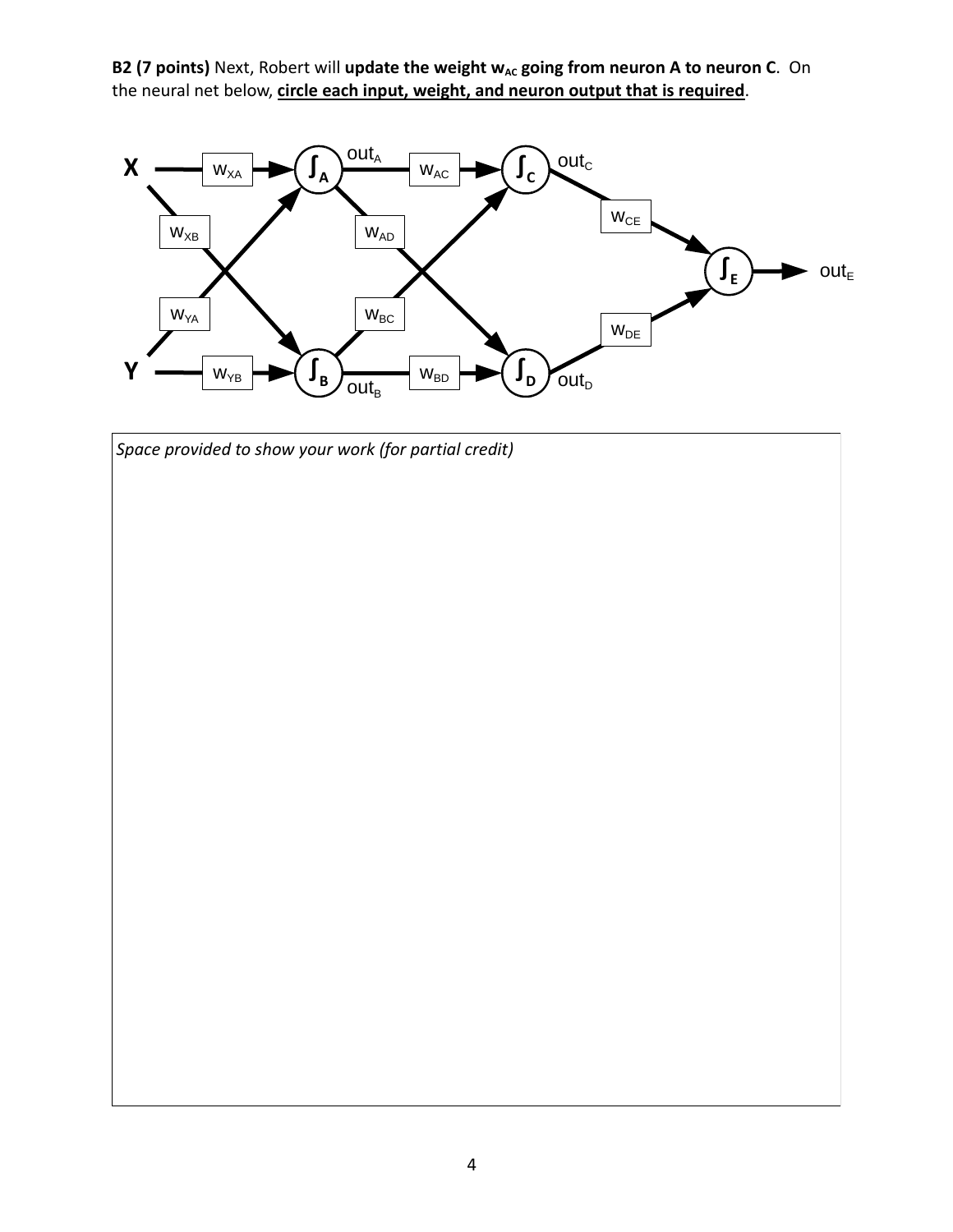**B2 (7 points)** Next, Robert will **update the weight $w_{AC}$ going from neuron A to neuron C**. On the neural net below, **circle each input, weight, and neuron output that is required**.

X — $w_{XA}$ → $\int_A$ ($out_A$) — $w_{AC}$ → $\int_C$ ($out_C$) — $w_{CE}$ → $\int_E$ → $out_E$

$w_{XB}$, $w_{YA}$, $w_{AD}$, $w_{BC}$, $w_{DE}$

Y — $w_{YB}$ → $\int_B$ ($out_B$) — $w_{BD}$ → $\int_D$ ($out_D$)

*Space provided to show your work (for partial credit)*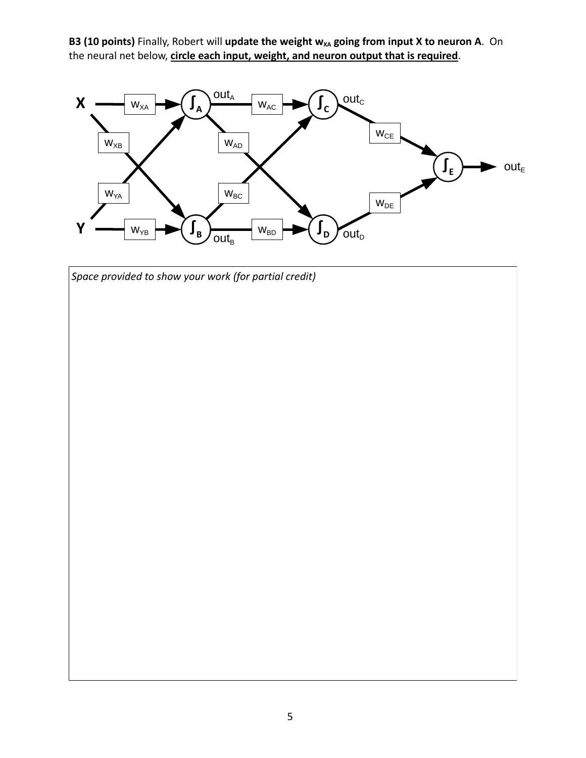**B3 (10 points)** Finally, Robert will **update the weight $w_{XA}$ going from input X to neuron A**. On the neural net below, **circle each input, weight, and neuron output that is required**.

X — $w_{XA}$ → $\int_A$ — $out_A$ — $w_{AC}$ → $\int_C$ — $out_C$ — $w_{CE}$ → $\int_E$ → $out_E$

$w_{XB}$, $w_{YA}$, $w_{AD}$, $w_{BC}$, $w_{DE}$

Y — $w_{YB}$ → $\int_B$ — $out_B$ — $w_{BD}$ → $\int_D$ — $out_D$

*Space provided to show your work (for partial credit)*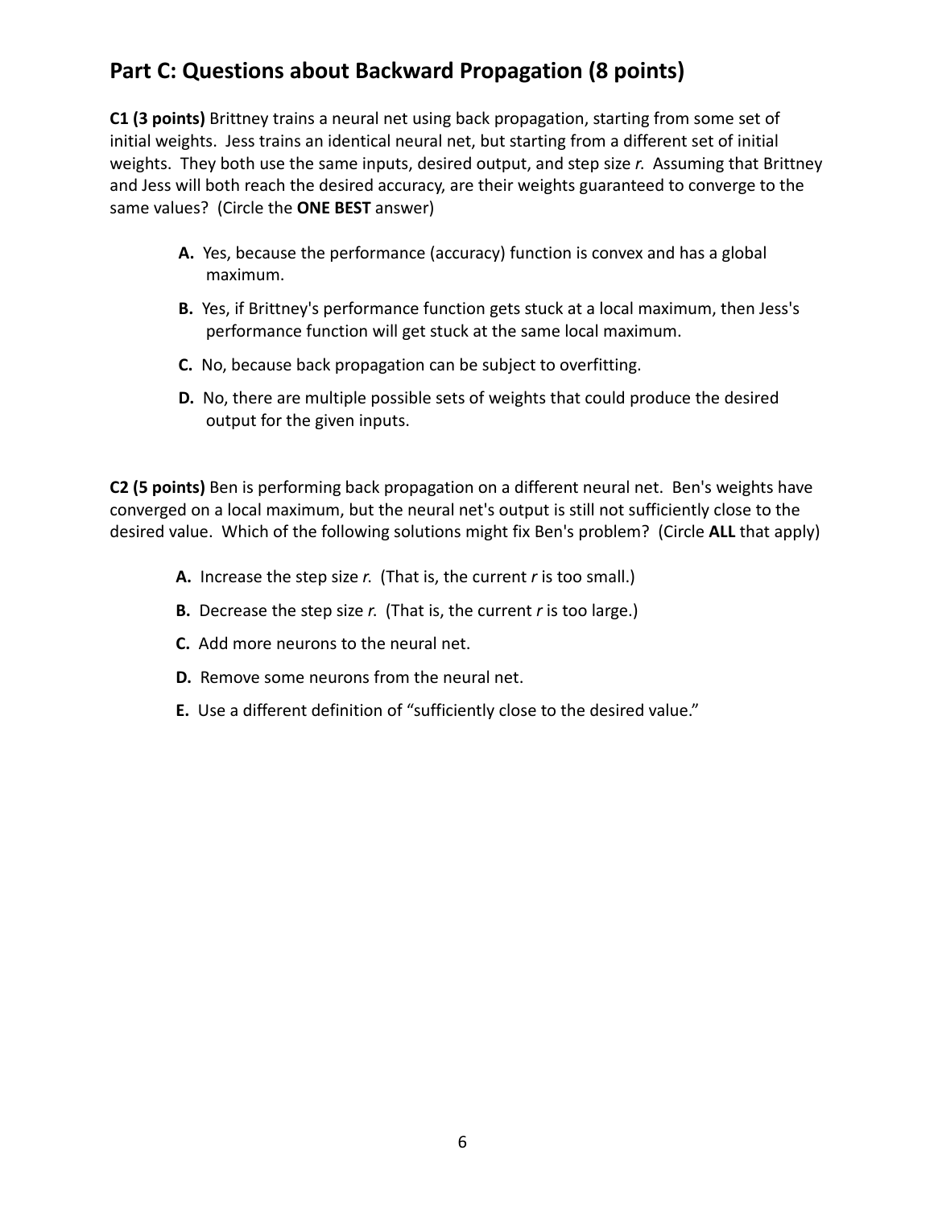## Part C: Questions about Backward Propagation (8 points)

**C1 (3 points)** Brittney trains a neural net using back propagation, starting from some set of initial weights. Jess trains an identical neural net, but starting from a different set of initial weights. They both use the same inputs, desired output, and step size *r.* Assuming that Brittney and Jess will both reach the desired accuracy, are their weights guaranteed to converge to the same values? (Circle the **ONE BEST** answer)

- **A.** Yes, because the performance (accuracy) function is convex and has a global maximum.
- **B.** Yes, if Brittney's performance function gets stuck at a local maximum, then Jess's performance function will get stuck at the same local maximum.
- **C.** No, because back propagation can be subject to overfitting.
- **D.** No, there are multiple possible sets of weights that could produce the desired output for the given inputs.

**C2 (5 points)** Ben is performing back propagation on a different neural net. Ben's weights have converged on a local maximum, but the neural net's output is still not sufficiently close to the desired value. Which of the following solutions might fix Ben's problem? (Circle **ALL** that apply)

- **A.** Increase the step size *r.* (That is, the current *r* is too small.)
- **B.** Decrease the step size *r.* (That is, the current *r* is too large.)
- **C.** Add more neurons to the neural net.
- **D.** Remove some neurons from the neural net.
- **E.** Use a different definition of "sufficiently close to the desired value."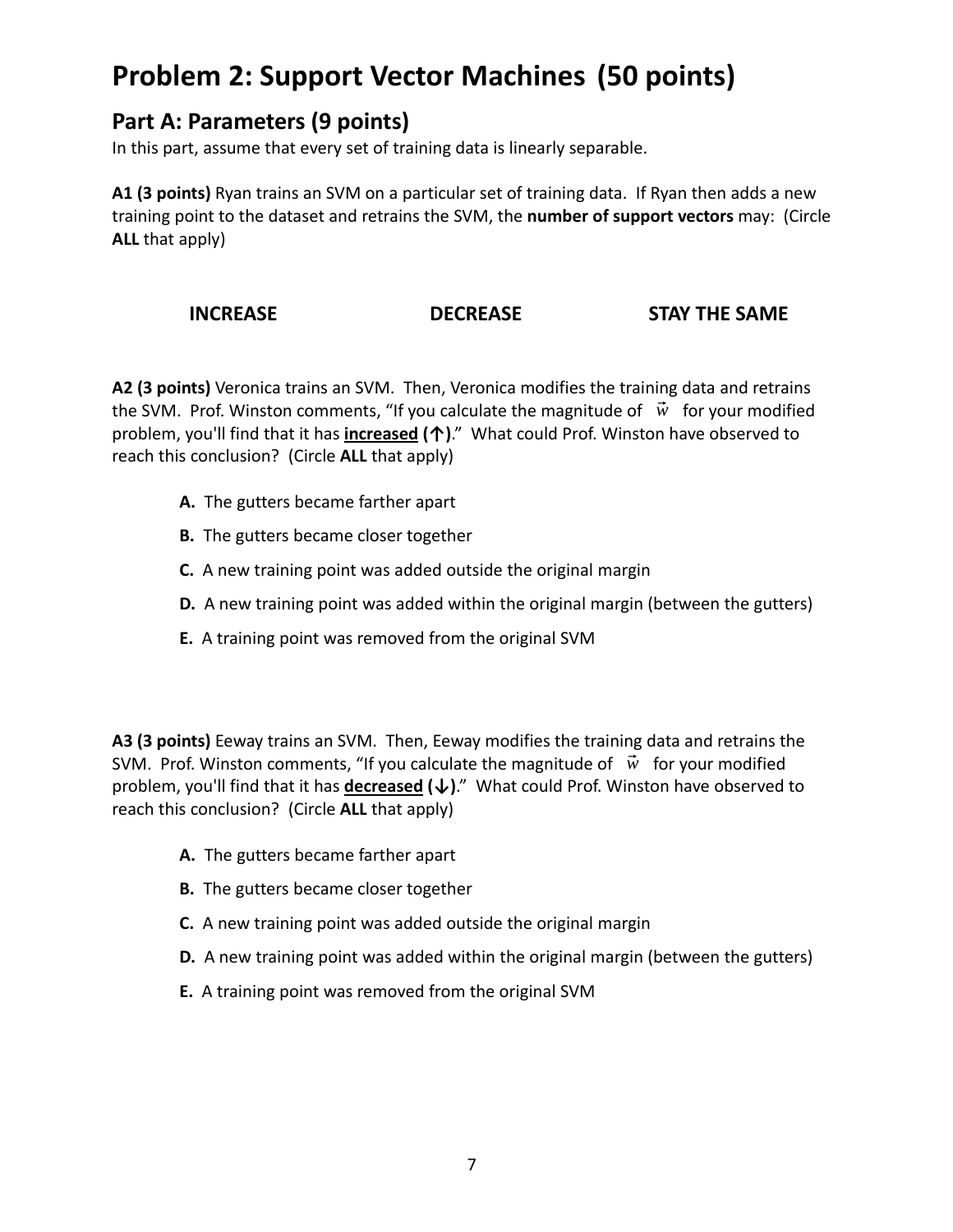# Problem 2: Support Vector Machines (50 points)

## Part A: Parameters (9 points)

In this part, assume that every set of training data is linearly separable.

**A1 (3 points)** Ryan trains an SVM on a particular set of training data. If Ryan then adds a new training point to the dataset and retrains the SVM, the **number of support vectors** may: (Circle **ALL** that apply)

**INCREASE** **DECREASE** **STAY THE SAME**

**A2 (3 points)** Veronica trains an SVM. Then, Veronica modifies the training data and retrains the SVM. Prof. Winston comments, "If you calculate the magnitude of $\vec{w}$ for your modified problem, you'll find that it has **increased (↑)**." What could Prof. Winston have observed to reach this conclusion? (Circle **ALL** that apply)

- **A.** The gutters became farther apart
- **B.** The gutters became closer together
- **C.** A new training point was added outside the original margin
- **D.** A new training point was added within the original margin (between the gutters)
- **E.** A training point was removed from the original SVM

**A3 (3 points)** Eeway trains an SVM. Then, Eeway modifies the training data and retrains the SVM. Prof. Winston comments, "If you calculate the magnitude of $\vec{w}$ for your modified problem, you'll find that it has **decreased (↓)**." What could Prof. Winston have observed to reach this conclusion? (Circle **ALL** that apply)

- **A.** The gutters became farther apart
- **B.** The gutters became closer together
- **C.** A new training point was added outside the original margin
- **D.** A new training point was added within the original margin (between the gutters)
- **E.** A training point was removed from the original SVM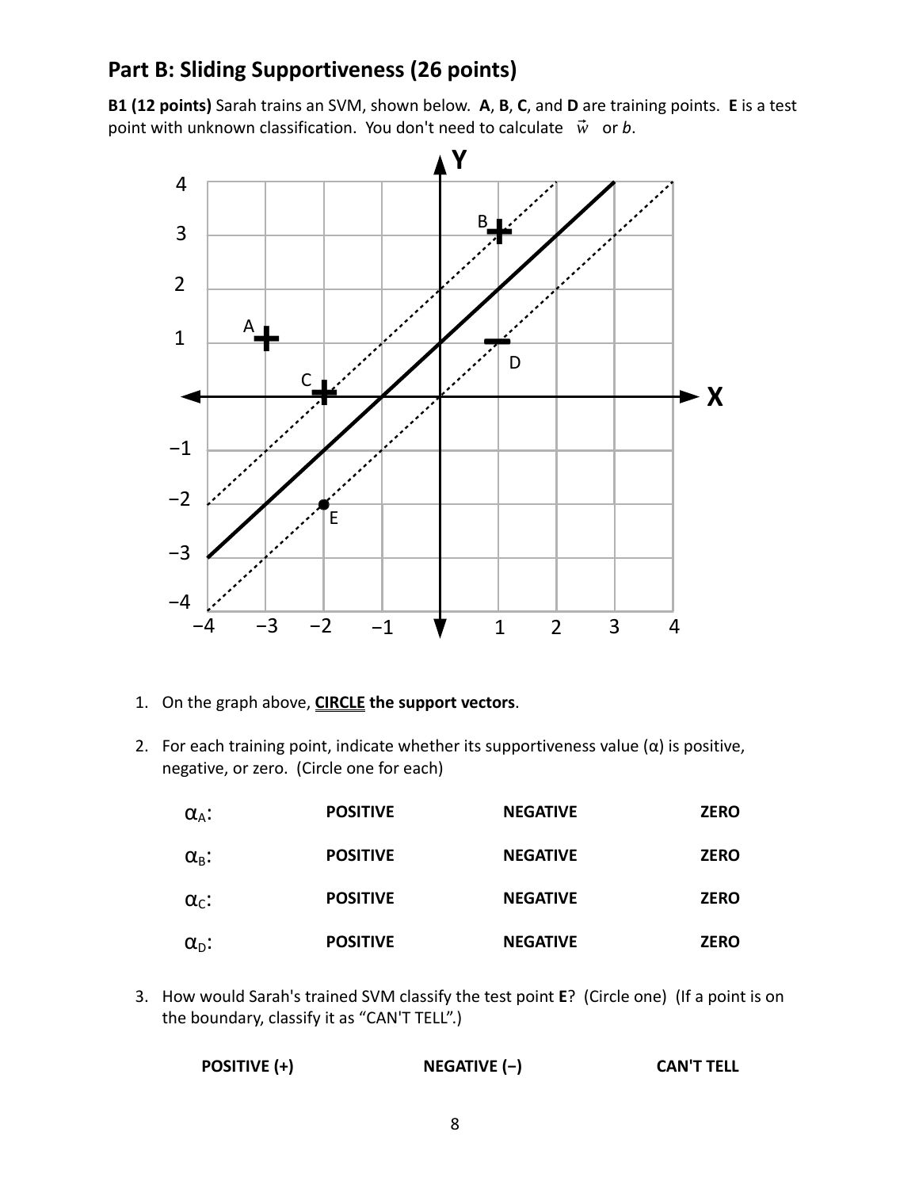## Part B: Sliding Supportiveness (26 points)

**B1 (12 points)** Sarah trains an SVM, shown below. **A**, **B**, **C**, and **D** are training points. **E** is a test point with unknown classification. You don't need to calculate $\vec{w}$ or $b$.

1. On the graph above, **CIRCLE the support vectors**.

2. For each training point, indicate whether its supportiveness value (α) is positive, negative, or zero. (Circle one for each)

| | | | |
|---|---|---|---|
| $\alpha_A$: | **POSITIVE** | **NEGATIVE** | **ZERO** |
| $\alpha_B$: | **POSITIVE** | **NEGATIVE** | **ZERO** |
| $\alpha_C$: | **POSITIVE** | **NEGATIVE** | **ZERO** |
| $\alpha_D$: | **POSITIVE** | **NEGATIVE** | **ZERO** |

3. How would Sarah's trained SVM classify the test point **E**? (Circle one) (If a point is on the boundary, classify it as "CAN'T TELL".)

**POSITIVE (+)** **NEGATIVE (−)** **CAN'T TELL**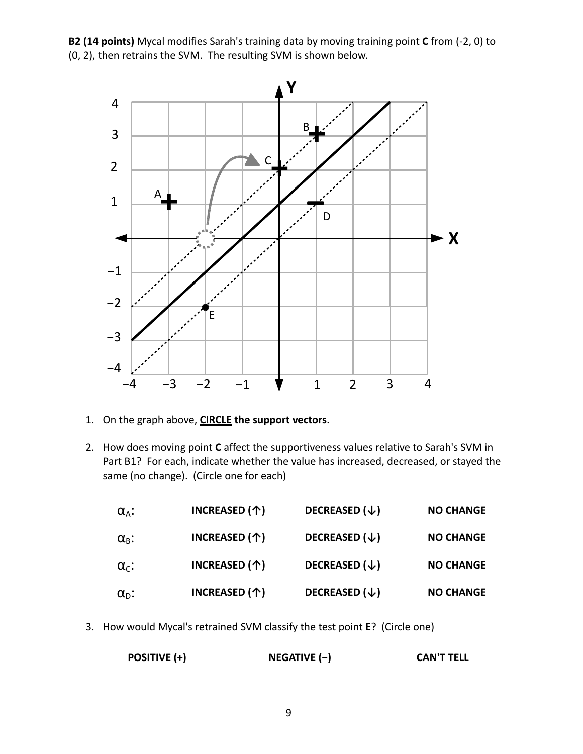**B2 (14 points)** Mycal modifies Sarah's training data by moving training point **C** from (-2, 0) to (0, 2), then retrains the SVM. The resulting SVM is shown below.

1. On the graph above, **<u>CIRCLE</u> the support vectors**.

2. How does moving point **C** affect the supportiveness values relative to Sarah's SVM in Part B1? For each, indicate whether the value has increased, decreased, or stayed the same (no change). (Circle one for each)

| | | | |
|---|---|---|---|
| $\alpha_A$: | **INCREASED (↑)** | **DECREASED (↓)** | **NO CHANGE** |
| $\alpha_B$: | **INCREASED (↑)** | **DECREASED (↓)** | **NO CHANGE** |
| $\alpha_C$: | **INCREASED (↑)** | **DECREASED (↓)** | **NO CHANGE** |
| $\alpha_D$: | **INCREASED (↑)** | **DECREASED (↓)** | **NO CHANGE** |

3. How would Mycal's retrained SVM classify the test point **E**? (Circle one)

**POSITIVE (+)** **NEGATIVE (−)** **CAN'T TELL**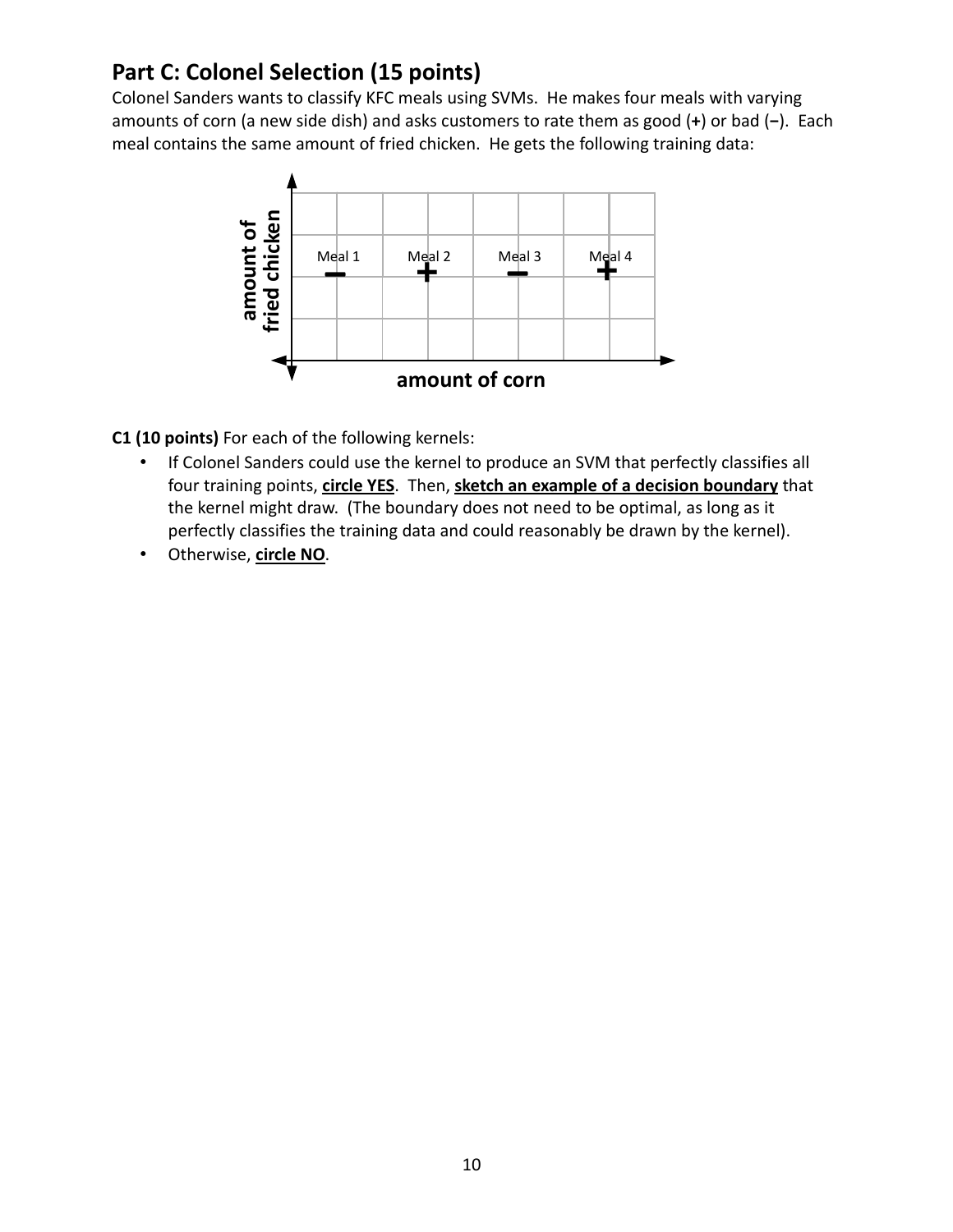## Part C: Colonel Selection (15 points)

Colonel Sanders wants to classify KFC meals using SVMs. He makes four meals with varying amounts of corn (a new side dish) and asks customers to rate them as good (**+**) or bad (**−**). Each meal contains the same amount of fried chicken. He gets the following training data:

**C1 (10 points)** For each of the following kernels:

- If Colonel Sanders could use the kernel to produce an SVM that perfectly classifies all four training points, **circle YES**. Then, **sketch an example of a decision boundary** that the kernel might draw. (The boundary does not need to be optimal, as long as it perfectly classifies the training data and could reasonably be drawn by the kernel).
- Otherwise, **circle NO**.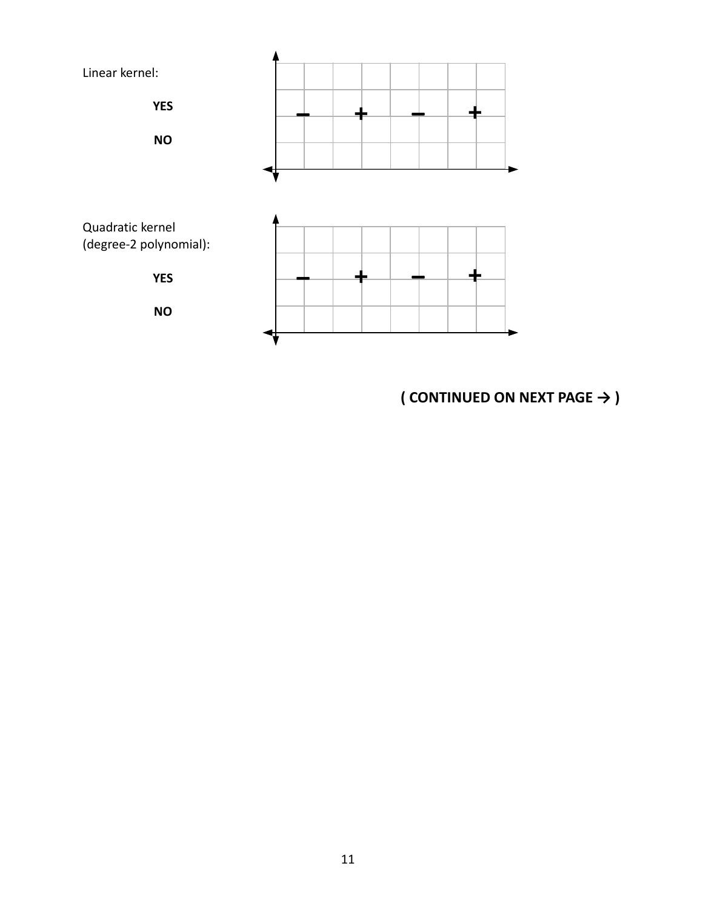Linear kernel:

**YES**

**NO**

Quadratic kernel (degree-2 polynomial):

**YES**

**NO**

**( CONTINUED ON NEXT PAGE → )**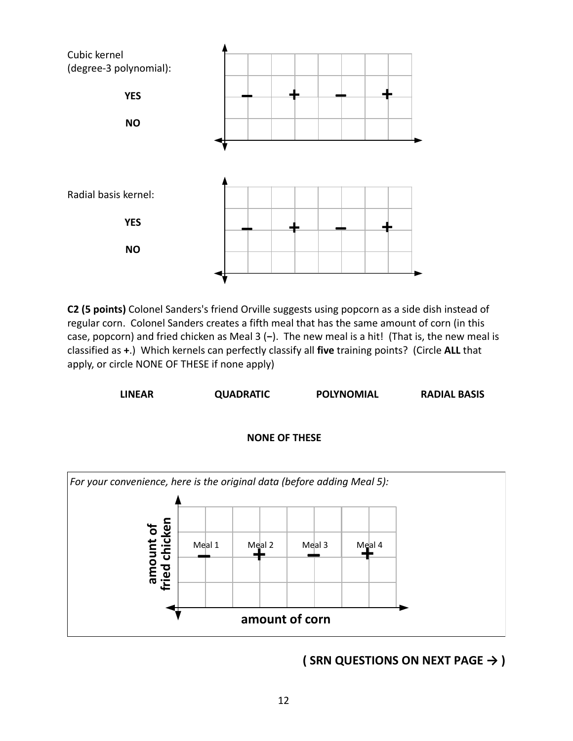Cubic kernel
(degree-3 polynomial):

**YES**

**NO**

Radial basis kernel:

**YES**

**NO**

**C2 (5 points)** Colonel Sanders's friend Orville suggests using popcorn as a side dish instead of regular corn. Colonel Sanders creates a fifth meal that has the same amount of corn (in this case, popcorn) and fried chicken as Meal 3 (**–**). The new meal is a hit! (That is, the new meal is classified as **+**.) Which kernels can perfectly classify all **five** training points? (Circle **ALL** that apply, or circle NONE OF THESE if none apply)

**LINEAR** **QUADRATIC** **POLYNOMIAL** **RADIAL BASIS**

**NONE OF THESE**

*For your convenience, here is the original data (before adding Meal 5):*

**amount of fried chicken**

Meal 1 **–** Meal 2 **+** Meal 3 **–** Meal 4 **+**

**amount of corn**

## ( SRN QUESTIONS ON NEXT PAGE → )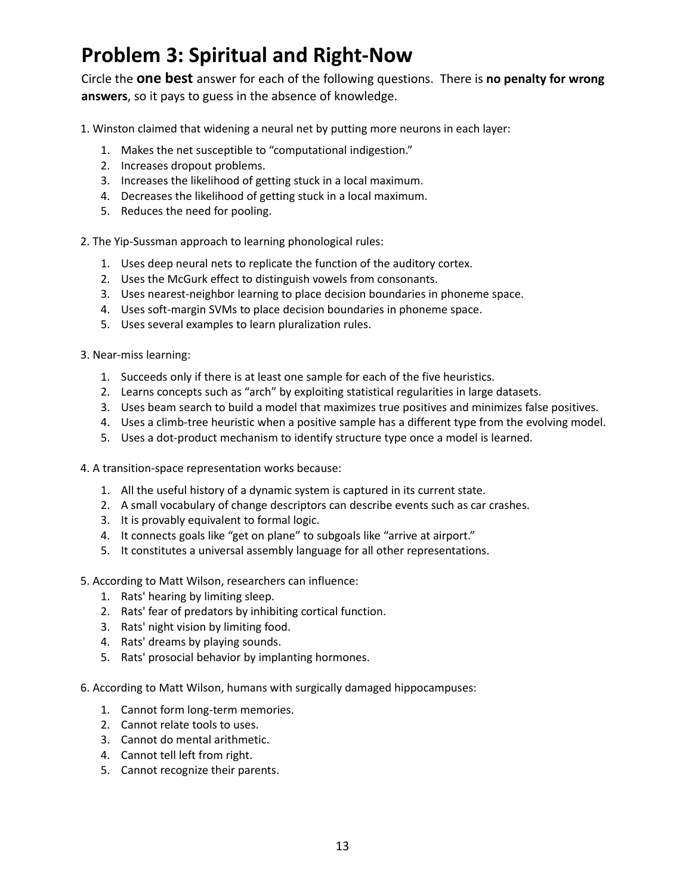# Problem 3: Spiritual and Right-Now

Circle the **one best** answer for each of the following questions. There is **no penalty for wrong answers**, so it pays to guess in the absence of knowledge.

1. Winston claimed that widening a neural net by putting more neurons in each layer:

   1. Makes the net susceptible to "computational indigestion."
   2. Increases dropout problems.
   3. Increases the likelihood of getting stuck in a local maximum.
   4. Decreases the likelihood of getting stuck in a local maximum.
   5. Reduces the need for pooling.

2. The Yip-Sussman approach to learning phonological rules:

   1. Uses deep neural nets to replicate the function of the auditory cortex.
   2. Uses the McGurk effect to distinguish vowels from consonants.
   3. Uses nearest-neighbor learning to place decision boundaries in phoneme space.
   4. Uses soft-margin SVMs to place decision boundaries in phoneme space.
   5. Uses several examples to learn pluralization rules.

3. Near-miss learning:

   1. Succeeds only if there is at least one sample for each of the five heuristics.
   2. Learns concepts such as "arch" by exploiting statistical regularities in large datasets.
   3. Uses beam search to build a model that maximizes true positives and minimizes false positives.
   4. Uses a climb-tree heuristic when a positive sample has a different type from the evolving model.
   5. Uses a dot-product mechanism to identify structure type once a model is learned.

4. A transition-space representation works because:

   1. All the useful history of a dynamic system is captured in its current state.
   2. A small vocabulary of change descriptors can describe events such as car crashes.
   3. It is provably equivalent to formal logic.
   4. It connects goals like "get on plane" to subgoals like "arrive at airport."
   5. It constitutes a universal assembly language for all other representations.

5. According to Matt Wilson, researchers can influence:

   1. Rats' hearing by limiting sleep.
   2. Rats' fear of predators by inhibiting cortical function.
   3. Rats' night vision by limiting food.
   4. Rats' dreams by playing sounds.
   5. Rats' prosocial behavior by implanting hormones.

6. According to Matt Wilson, humans with surgically damaged hippocampuses:

   1. Cannot form long-term memories.
   2. Cannot relate tools to uses.
   3. Cannot do mental arithmetic.
   4. Cannot tell left from right.
   5. Cannot recognize their parents.